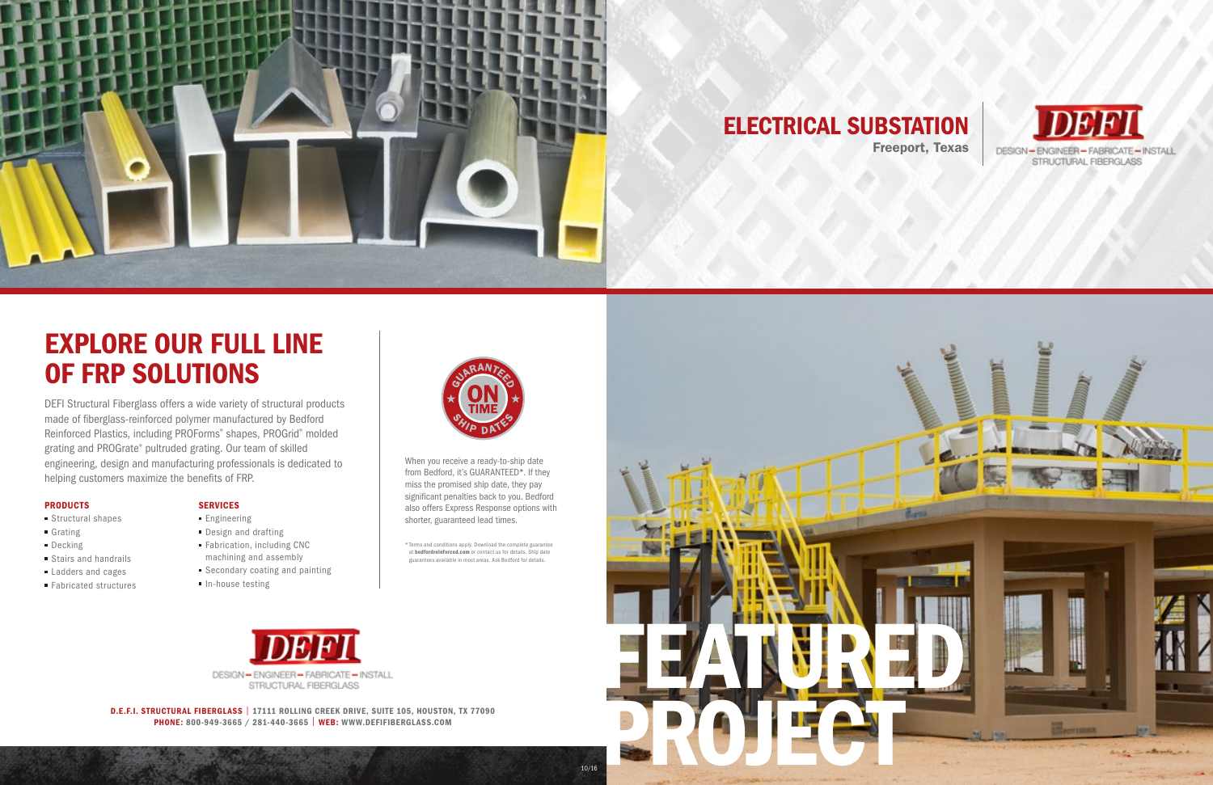# EXPLORE OUR FULL LINE OF FRP SOLUTIONS

DEFI Structural Fiberglass offers a wide variety of structural products made of fiberglass-reinforced polymer manufactured by Bedford Reinforced Plastics, including PROForms® shapes, PROGrid® molded grating and PROGrate® pultruded grating. Our team of skilled engineering, design and manufacturing professionals is dedicated to helping customers maximize the benefits of FRP.

### PRODUCTS

- Structural shapes
- Grating
- Decking
- Stairs and handrails
- Ladders and cages
- Fabricated structures

### SERVICES

- Engineering
- Design and drafting
- Fabrication, including CNC machining and assembly
- Secondary coating and painting
- In-house testing

GUARANTEED ON TIME SHIP DATES

When you receive a ready-to-ship date from Bedford, it's GUARANTEED*. If they miss the promised ship date, they pay significant penalties back to you. Bedford also offers Express Response options with shorter, guaranteed lead times.

\* Terms and conditions apply. Download the complete guarantee at **bedfordreinforced.com** or contact us for details. Ship date guarantees available in most areas. Ask Bedford for details.

DEFI

DESIGN – ENGINEER – FABRICATE – INSTALL
STRUCTURAL FIBERGLASS

**D.E.F.I. STRUCTURAL FIBERGLASS** | **17111 ROLLING CREEK DRIVE, SUITE 105, HOUSTON, TX 77090**
**PHONE: 800-949-3665 / 281-440-3665** | **WEB: WWW.DEFIFIBERGLASS.COM**

10/16

# ELECTRICAL SUBSTATION

**Freeport, Texas**

DEFI

DESIGN – ENGINEER – FABRICATE – INSTALL
STRUCTURAL FIBERGLASS

# FEATURED PROJECT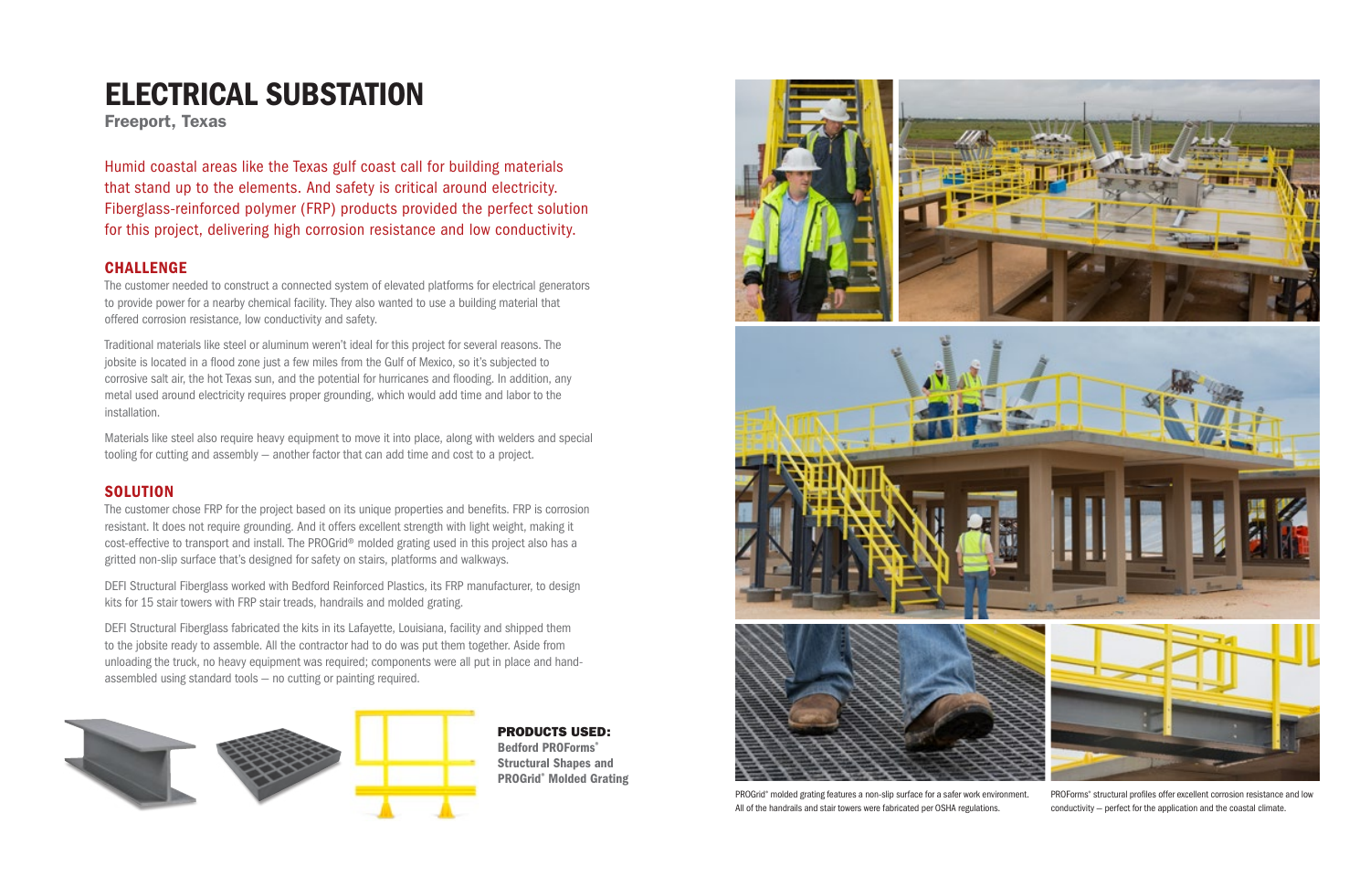# ELECTRICAL SUBSTATION

**Freeport, Texas**

Humid coastal areas like the Texas gulf coast call for building materials that stand up to the elements. And safety is critical around electricity. Fiberglass-reinforced polymer (FRP) products provided the perfect solution for this project, delivering high corrosion resistance and low conductivity.

## CHALLENGE

The customer needed to construct a connected system of elevated platforms for electrical generators to provide power for a nearby chemical facility. They also wanted to use a building material that offered corrosion resistance, low conductivity and safety.

Traditional materials like steel or aluminum weren't ideal for this project for several reasons. The jobsite is located in a flood zone just a few miles from the Gulf of Mexico, so it's subjected to corrosive salt air, the hot Texas sun, and the potential for hurricanes and flooding. In addition, any metal used around electricity requires proper grounding, which would add time and labor to the installation.

Materials like steel also require heavy equipment to move it into place, along with welders and special tooling for cutting and assembly – another factor that can add time and cost to a project.

## SOLUTION

The customer chose FRP for the project based on its unique properties and benefits. FRP is corrosion resistant. It does not require grounding. And it offers excellent strength with light weight, making it cost-effective to transport and install. The PROGrid® molded grating used in this project also has a gritted non-slip surface that's designed for safety on stairs, platforms and walkways.

DEFI Structural Fiberglass worked with Bedford Reinforced Plastics, its FRP manufacturer, to design kits for 15 stair towers with FRP stair treads, handrails and molded grating.

DEFI Structural Fiberglass fabricated the kits in its Lafayette, Louisiana, facility and shipped them to the jobsite ready to assemble. All the contractor had to do was put them together. Aside from unloading the truck, no heavy equipment was required; components were all put in place and hand-assembled using standard tools – no cutting or painting required.

**PRODUCTS USED:**
**Bedford PROForms® Structural Shapes and PROGrid® Molded Grating**

PROGrid® molded grating features a non-slip surface for a safer work environment. All of the handrails and stair towers were fabricated per OSHA regulations.

PROForms® structural profiles offer excellent corrosion resistance and low conductivity – perfect for the application and the coastal climate.